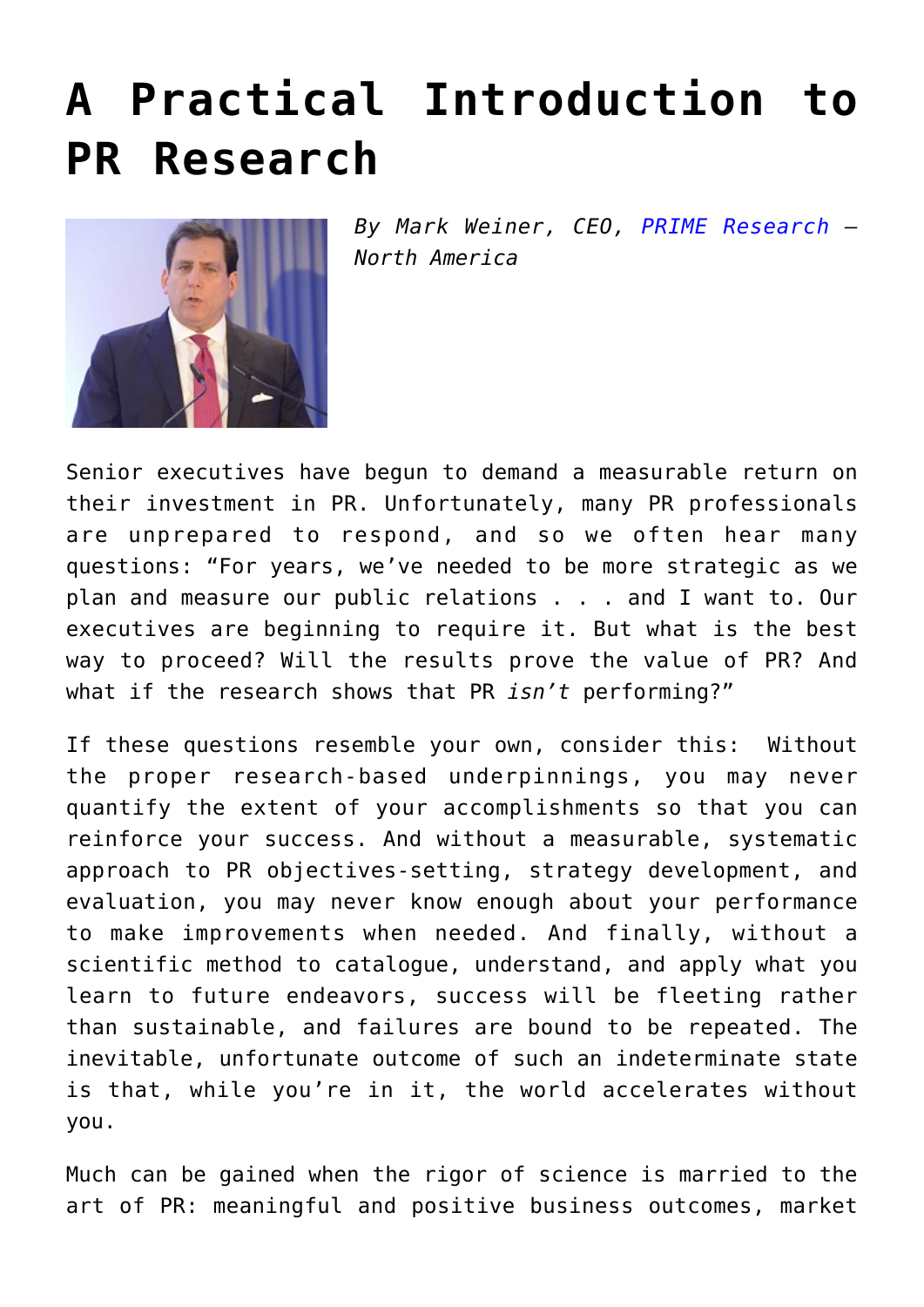# A Practical Introduction to PR Research

*By Mark Weiner, CEO, PRIME Research – North America*

Senior executives have begun to demand a measurable return on their investment in PR. Unfortunately, many PR professionals are unprepared to respond, and so we often hear many questions: "For years, we've needed to be more strategic as we plan and measure our public relations . . . and I want to. Our executives are beginning to require it. But what is the best way to proceed? Will the results prove the value of PR? And what if the research shows that PR *isn't* performing?"

If these questions resemble your own, consider this: Without the proper research-based underpinnings, you may never quantify the extent of your accomplishments so that you can reinforce your success. And without a measurable, systematic approach to PR objectives-setting, strategy development, and evaluation, you may never know enough about your performance to make improvements when needed. And finally, without a scientific method to catalogue, understand, and apply what you learn to future endeavors, success will be fleeting rather than sustainable, and failures are bound to be repeated. The inevitable, unfortunate outcome of such an indeterminate state is that, while you're in it, the world accelerates without you.

Much can be gained when the rigor of science is married to the art of PR: meaningful and positive business outcomes, market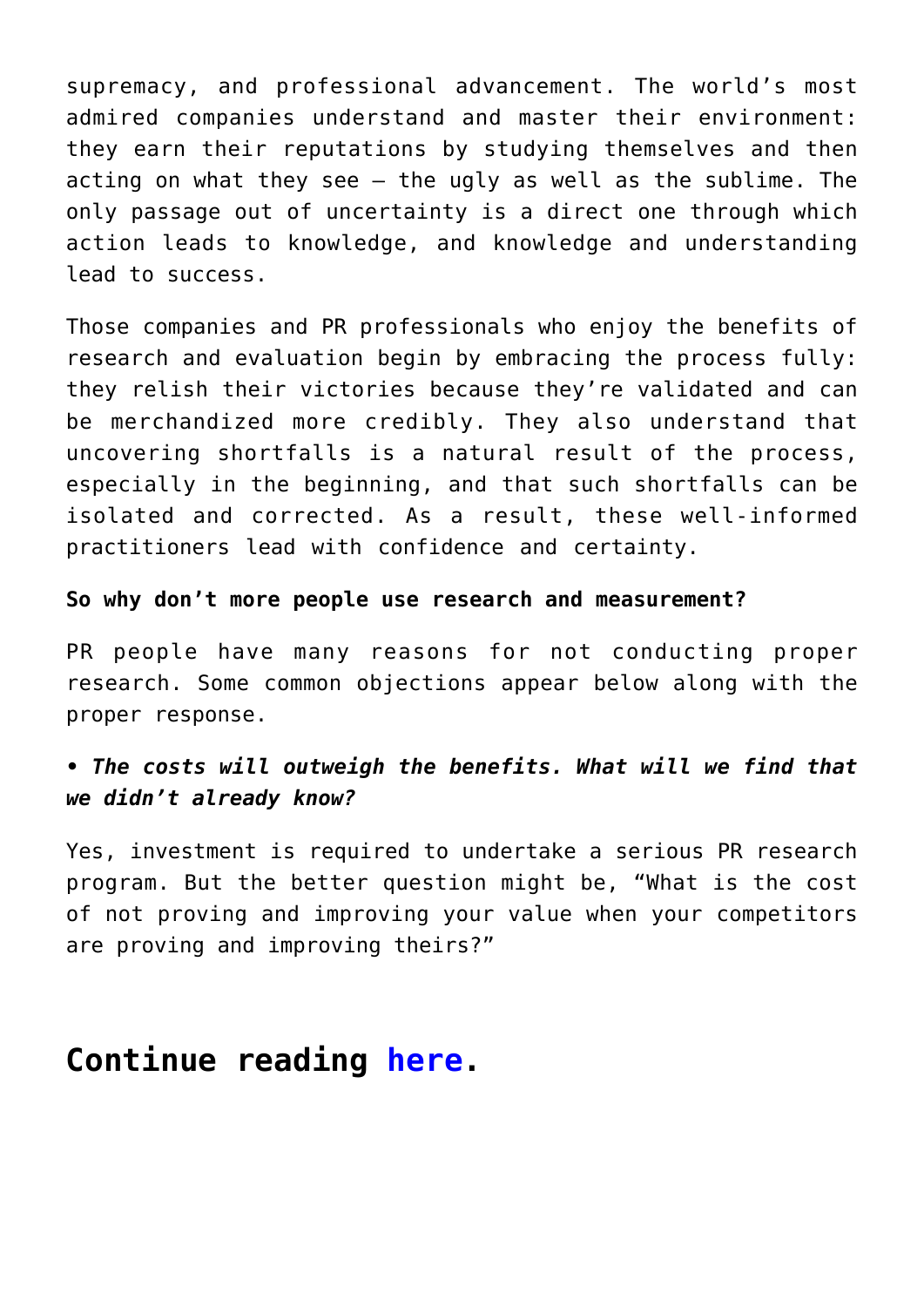supremacy, and professional advancement. The world's most admired companies understand and master their environment: they earn their reputations by studying themselves and then acting on what they see – the ugly as well as the sublime. The only passage out of uncertainty is a direct one through which action leads to knowledge, and knowledge and understanding lead to success.

Those companies and PR professionals who enjoy the benefits of research and evaluation begin by embracing the process fully: they relish their victories because they're validated and can be merchandized more credibly. They also understand that uncovering shortfalls is a natural result of the process, especially in the beginning, and that such shortfalls can be isolated and corrected. As a result, these well-informed practitioners lead with confidence and certainty.

**So why don't more people use research and measurement?**

PR people have many reasons for not conducting proper research. Some common objections appear below along with the proper response.

• ***The costs will outweigh the benefits. What will we find that we didn't already know?***

Yes, investment is required to undertake a serious PR research program. But the better question might be, "What is the cost of not proving and improving your value when your competitors are proving and improving theirs?"

## Continue reading here.